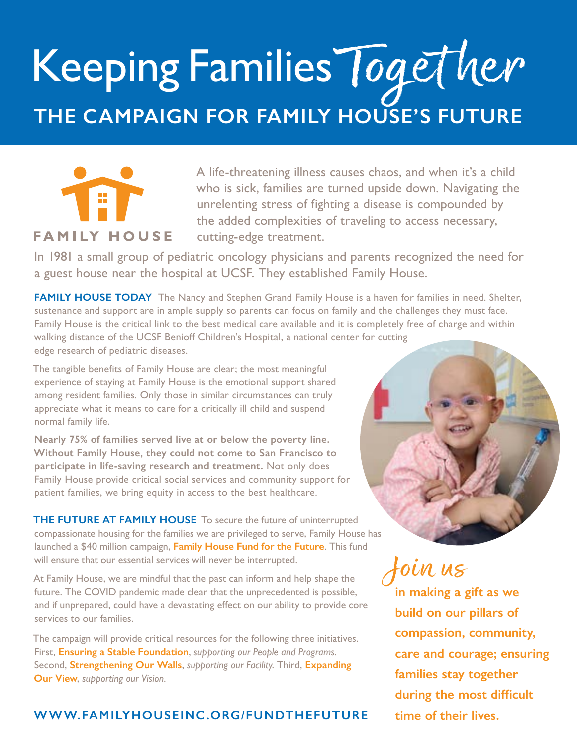# Keeping Families Together

## THE CAMPAIGN FOR FAMILY HOUSE'S FUTURE

FAMILY HOUSE

A life-threatening illness causes chaos, and when it's a child who is sick, families are turned upside down. Navigating the unrelenting stress of fighting a disease is compounded by the added complexities of traveling to access necessary, cutting-edge treatment.

In 1981 a small group of pediatric oncology physicians and parents recognized the need for a guest house near the hospital at UCSF. They established Family House.

**FAMILY HOUSE TODAY** The Nancy and Stephen Grand Family House is a haven for families in need. Shelter, sustenance and support are in ample supply so parents can focus on family and the challenges they must face. Family House is the critical link to the best medical care available and it is completely free of charge and within walking distance of the UCSF Benioff Children's Hospital, a national center for cutting edge research of pediatric diseases.

The tangible benefits of Family House are clear; the most meaningful experience of staying at Family House is the emotional support shared among resident families. Only those in similar circumstances can truly appreciate what it means to care for a critically ill child and suspend normal family life.

**Nearly 75% of families served live at or below the poverty line. Without Family House, they could not come to San Francisco to participate in life-saving research and treatment.** Not only does Family House provide critical social services and community support for patient families, we bring equity in access to the best healthcare.

**THE FUTURE AT FAMILY HOUSE** To secure the future of uninterrupted compassionate housing for the families we are privileged to serve, Family House has launched a $40 million campaign, **Family House Fund for the Future**. This fund will ensure that our essential services will never be interrupted.

At Family House, we are mindful that the past can inform and help shape the future. The COVID pandemic made clear that the unprecedented is possible, and if unprepared, could have a devastating effect on our ability to provide core services to our families.

The campaign will provide critical resources for the following three initiatives. First, **Ensuring a Stable Foundation**, *supporting our People and Programs*. Second, **Strengthening Our Walls**, *supporting our Facility.* Third, **Expanding Our View**, *supporting our Vision.*

## Join us

**in making a gift as we build on our pillars of compassion, community, care and courage; ensuring families stay together during the most difficult time of their lives.**

**WWW.FAMILYHOUSEINC.ORG/FUNDTHEFUTURE**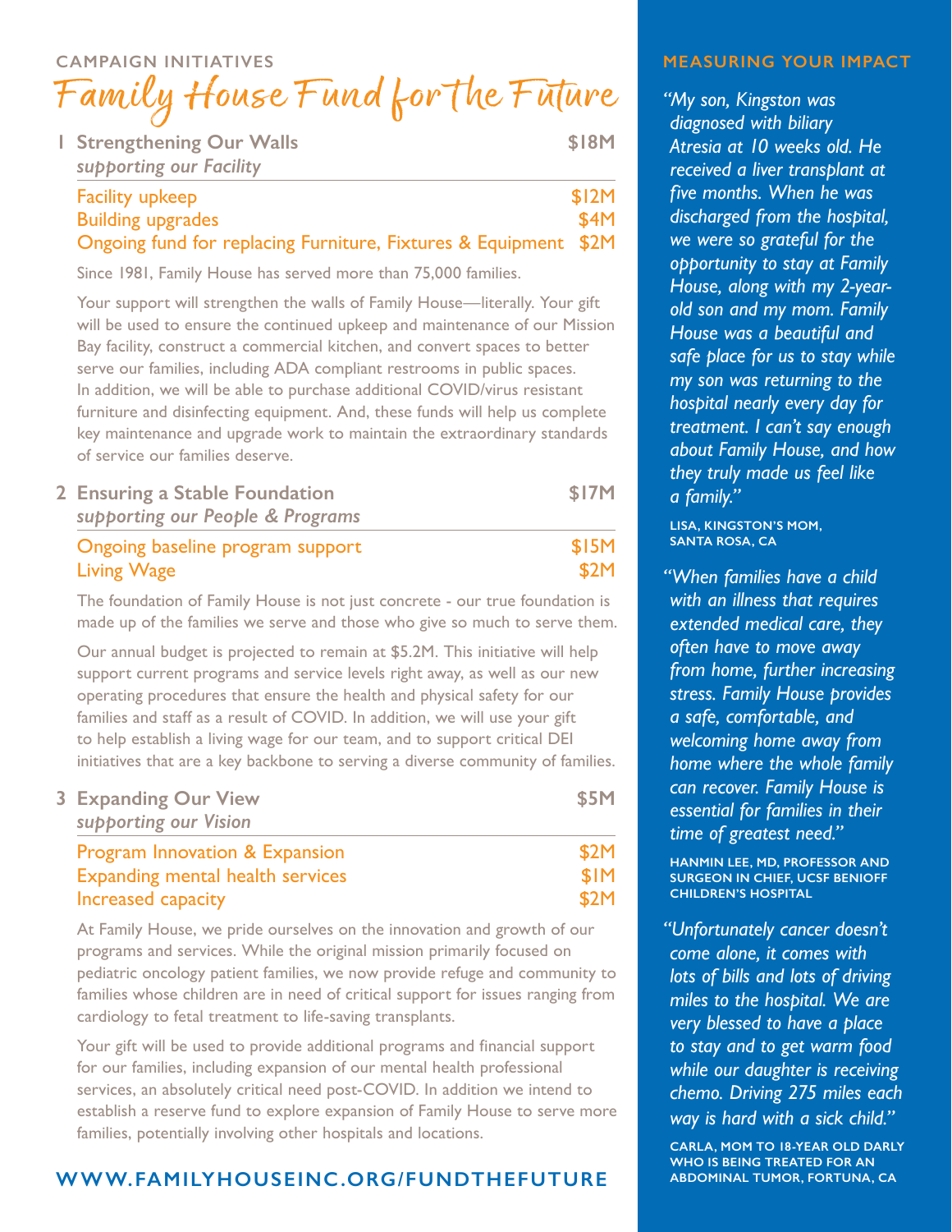CAMPAIGN INITIATIVES

# Family House Fund for the Future

## 1 Strengthening Our Walls — $18M

*supporting our Facility*

| | |
|---|---|
| Facility upkeep | $12M |
| Building upgrades | $4M |
| Ongoing fund for replacing Furniture, Fixtures & Equipment | $2M |

Since 1981, Family House has served more than 75,000 families.

Your support will strengthen the walls of Family House—literally. Your gift will be used to ensure the continued upkeep and maintenance of our Mission Bay facility, construct a commercial kitchen, and convert spaces to better serve our families, including ADA compliant restrooms in public spaces. In addition, we will be able to purchase additional COVID/virus resistant furniture and disinfecting equipment. And, these funds will help us complete key maintenance and upgrade work to maintain the extraordinary standards of service our families deserve.

## 2 Ensuring a Stable Foundation — $17M

*supporting our People & Programs*

| | |
|---|---|
| Ongoing baseline program support | $15M |
| Living Wage | $2M |

The foundation of Family House is not just concrete - our true foundation is made up of the families we serve and those who give so much to serve them.

Our annual budget is projected to remain at $5.2M. This initiative will help support current programs and service levels right away, as well as our new operating procedures that ensure the health and physical safety for our families and staff as a result of COVID. In addition, we will use your gift to help establish a living wage for our team, and to support critical DEI initiatives that are a key backbone to serving a diverse community of families.

## 3 Expanding Our View — $5M

*supporting our Vision*

| | |
|---|---|
| Program Innovation & Expansion | $2M |
| Expanding mental health services | $1M |
| Increased capacity | $2M |

At Family House, we pride ourselves on the innovation and growth of our programs and services. While the original mission primarily focused on pediatric oncology patient families, we now provide refuge and community to families whose children are in need of critical support for issues ranging from cardiology to fetal treatment to life-saving transplants.

Your gift will be used to provide additional programs and financial support for our families, including expansion of our mental health professional services, an absolutely critical need post-COVID. In addition we intend to establish a reserve fund to explore expansion of Family House to serve more families, potentially involving other hospitals and locations.

**WWW.FAMILYHOUSEINC.ORG/FUNDTHEFUTURE**

## MEASURING YOUR IMPACT

*"My son, Kingston was diagnosed with biliary Atresia at 10 weeks old. He received a liver transplant at five months. When he was discharged from the hospital, we were so grateful for the opportunity to stay at Family House, along with my 2-year-old son and my mom. Family House was a beautiful and safe place for us to stay while my son was returning to the hospital nearly every day for treatment. I can't say enough about Family House, and how they truly made us feel like a family."*

**LISA, KINGSTON'S MOM, SANTA ROSA, CA**

*"When families have a child with an illness that requires extended medical care, they often have to move away from home, further increasing stress. Family House provides a safe, comfortable, and welcoming home away from home where the whole family can recover. Family House is essential for families in their time of greatest need."*

**HANMIN LEE, MD, PROFESSOR AND SURGEON IN CHIEF, UCSF BENIOFF CHILDREN'S HOSPITAL**

*"Unfortunately cancer doesn't come alone, it comes with lots of bills and lots of driving miles to the hospital. We are very blessed to have a place to stay and to get warm food while our daughter is receiving chemo. Driving 275 miles each way is hard with a sick child."*

**CARLA, MOM TO 18-YEAR OLD DARLY WHO IS BEING TREATED FOR AN ABDOMINAL TUMOR, FORTUNA, CA**